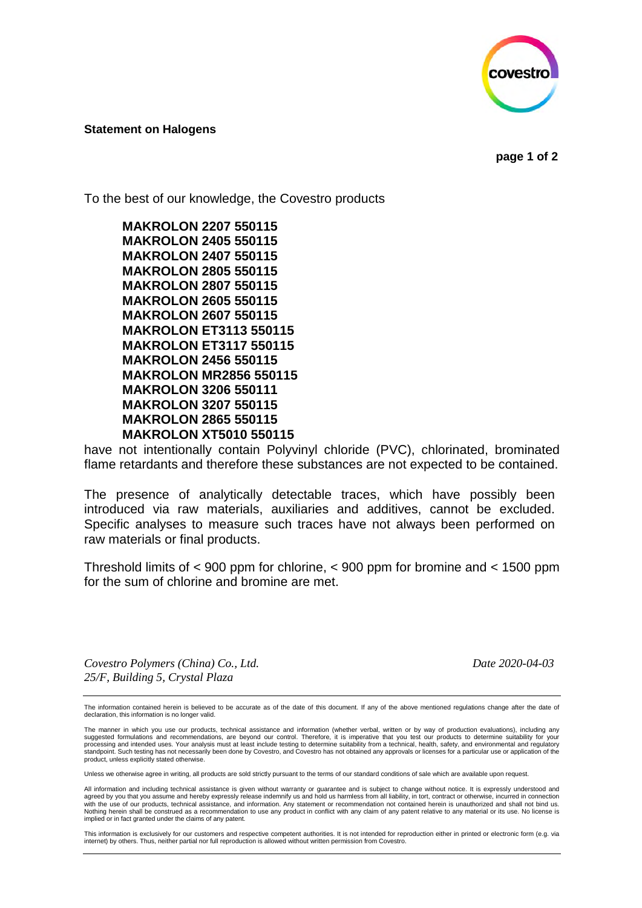**Statement on Halogens**

To the best of our knowledge, the Covestro products

**MAKROLON 2207 550115**
**MAKROLON 2405 550115**
**MAKROLON 2407 550115**
**MAKROLON 2805 550115**
**MAKROLON 2807 550115**
**MAKROLON 2605 550115**
**MAKROLON 2607 550115**
**MAKROLON ET3113 550115**
**MAKROLON ET3117 550115**
**MAKROLON 2456 550115**
**MAKROLON MR2856 550115**
**MAKROLON 3206 550111**
**MAKROLON 3207 550115**
**MAKROLON 2865 550115**
**MAKROLON XT5010 550115**

have not intentionally contain Polyvinyl chloride (PVC), chlorinated, brominated flame retardants and therefore these substances are not expected to be contained.

The presence of analytically detectable traces, which have possibly been introduced via raw materials, auxiliaries and additives, cannot be excluded. Specific analyses to measure such traces have not always been performed on raw materials or final products.

Threshold limits of < 900 ppm for chlorine, < 900 ppm for bromine and < 1500 ppm for the sum of chlorine and bromine are met.

*Covestro Polymers (China) Co., Ltd.*
*25/F, Building 5, Crystal Plaza*

*Date 2020-04-03*

---

The information contained herein is believed to be accurate as of the date of this document. If any of the above mentioned regulations change after the date of declaration, this information is no longer valid.

The manner in which you use our products, technical assistance and information (whether verbal, written or by way of production evaluations), including any suggested formulations and recommendations, are beyond our control. Therefore, it is imperative that you test our products to determine suitability for your processing and intended uses. Your analysis must at least include testing to determine suitability from a technical, health, safety, and environmental and regulatory standpoint. Such testing has not necessarily been done by Covestro, and Covestro has not obtained any approvals or licenses for a particular use or application of the product, unless explicitly stated otherwise.

Unless we otherwise agree in writing, all products are sold strictly pursuant to the terms of our standard conditions of sale which are available upon request.

All information and including technical assistance is given without warranty or guarantee and is subject to change without notice. It is expressly understood and agreed by you that you assume and hereby expressly release indemnify us and hold us harmless from all liability, in tort, contract or otherwise, incurred in connection with the use of our products, technical assistance, and information. Any statement or recommendation not contained herein is unauthorized and shall not bind us. Nothing herein shall be construed as a recommendation to use any product in conflict with any claim of any patent relative to any material or its use. No license is implied or in fact granted under the claims of any patent.

This information is exclusively for our customers and respective competent authorities. It is not intended for reproduction either in printed or electronic form (e.g. via internet) by others. Thus, neither partial nor full reproduction is allowed without written permission from Covestro.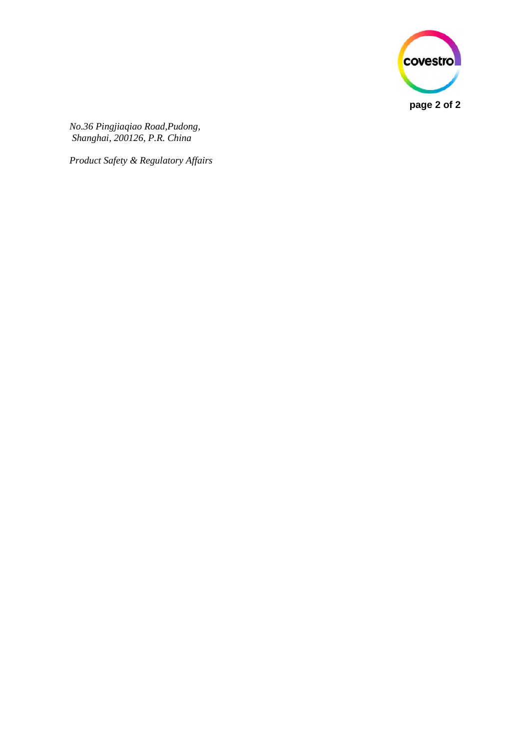*No.36 Pingjiaqiao Road,Pudong,*
*Shanghai, 200126, P.R. China*

*Product Safety & Regulatory Affairs*